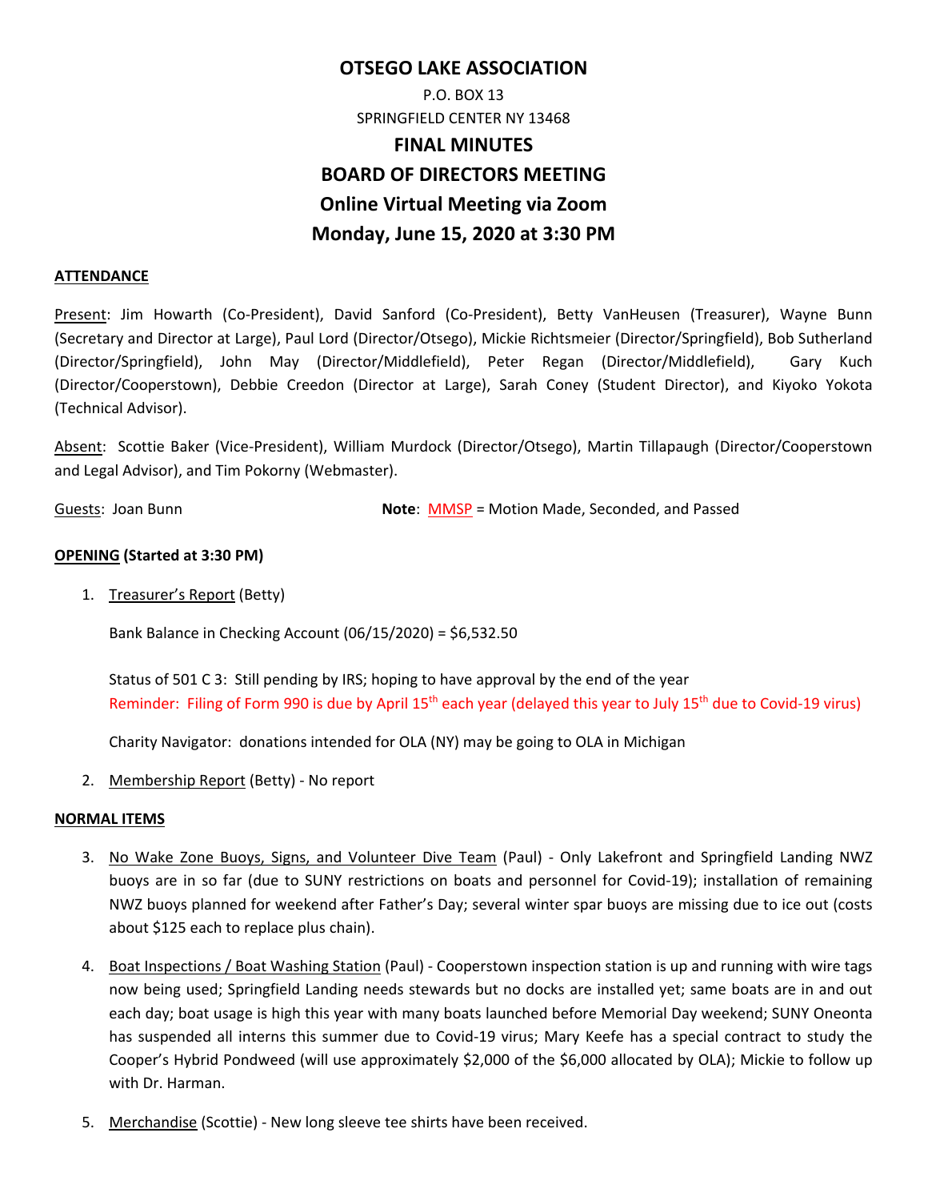# OTSEGO LAKE ASSOCIATION

P.O. BOX 13
SPRINGFIELD CENTER NY 13468

## FINAL MINUTES
## BOARD OF DIRECTORS MEETING
## Online Virtual Meeting via Zoom
## Monday, June 15, 2020 at 3:30 PM

### ATTENDANCE

Present: Jim Howarth (Co-President), David Sanford (Co-President), Betty VanHeusen (Treasurer), Wayne Bunn (Secretary and Director at Large), Paul Lord (Director/Otsego), Mickie Richtsmeier (Director/Springfield), Bob Sutherland (Director/Springfield), John May (Director/Middlefield), Peter Regan (Director/Middlefield), Gary Kuch (Director/Cooperstown), Debbie Creedon (Director at Large), Sarah Coney (Student Director), and Kiyoko Yokota (Technical Advisor).

Absent: Scottie Baker (Vice-President), William Murdock (Director/Otsego), Martin Tillapaugh (Director/Cooperstown and Legal Advisor), and Tim Pokorny (Webmaster).

Guests: Joan Bunn

**Note**: MMSP = Motion Made, Seconded, and Passed

### OPENING (Started at 3:30 PM)

1. Treasurer's Report (Betty)

   Bank Balance in Checking Account (06/15/2020) = $6,532.50

   Status of 501 C 3: Still pending by IRS; hoping to have approval by the end of the year
   Reminder: Filing of Form 990 is due by April 15th each year (delayed this year to July 15th due to Covid-19 virus)

   Charity Navigator: donations intended for OLA (NY) may be going to OLA in Michigan

2. Membership Report (Betty) - No report

### NORMAL ITEMS

3. No Wake Zone Buoys, Signs, and Volunteer Dive Team (Paul) - Only Lakefront and Springfield Landing NWZ buoys are in so far (due to SUNY restrictions on boats and personnel for Covid-19); installation of remaining NWZ buoys planned for weekend after Father's Day; several winter spar buoys are missing due to ice out (costs about $125 each to replace plus chain).

4. Boat Inspections / Boat Washing Station (Paul) - Cooperstown inspection station is up and running with wire tags now being used; Springfield Landing needs stewards but no docks are installed yet; same boats are in and out each day; boat usage is high this year with many boats launched before Memorial Day weekend; SUNY Oneonta has suspended all interns this summer due to Covid-19 virus; Mary Keefe has a special contract to study the Cooper's Hybrid Pondweed (will use approximately $2,000 of the $6,000 allocated by OLA); Mickie to follow up with Dr. Harman.

5. Merchandise (Scottie) - New long sleeve tee shirts have been received.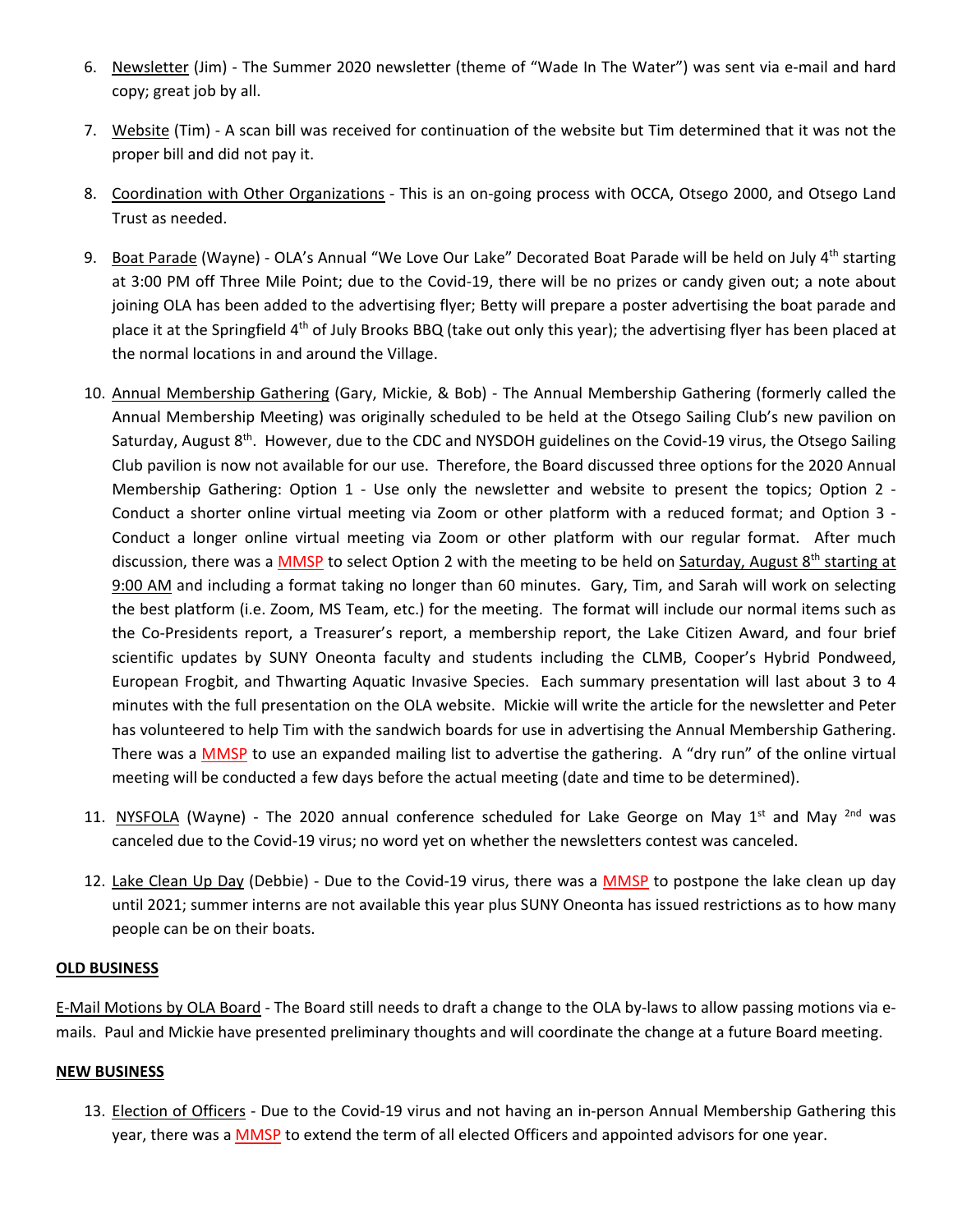6. Newsletter (Jim) - The Summer 2020 newsletter (theme of "Wade In The Water") was sent via e-mail and hard copy; great job by all.

7. Website (Tim) - A scan bill was received for continuation of the website but Tim determined that it was not the proper bill and did not pay it.

8. Coordination with Other Organizations - This is an on-going process with OCCA, Otsego 2000, and Otsego Land Trust as needed.

9. Boat Parade (Wayne) - OLA's Annual "We Love Our Lake" Decorated Boat Parade will be held on July 4th starting at 3:00 PM off Three Mile Point; due to the Covid-19, there will be no prizes or candy given out; a note about joining OLA has been added to the advertising flyer; Betty will prepare a poster advertising the boat parade and place it at the Springfield 4th of July Brooks BBQ (take out only this year); the advertising flyer has been placed at the normal locations in and around the Village.

10. Annual Membership Gathering (Gary, Mickie, & Bob) - The Annual Membership Gathering (formerly called the Annual Membership Meeting) was originally scheduled to be held at the Otsego Sailing Club's new pavilion on Saturday, August 8th. However, due to the CDC and NYSDOH guidelines on the Covid-19 virus, the Otsego Sailing Club pavilion is now not available for our use. Therefore, the Board discussed three options for the 2020 Annual Membership Gathering: Option 1 - Use only the newsletter and website to present the topics; Option 2 - Conduct a shorter online virtual meeting via Zoom or other platform with a reduced format; and Option 3 - Conduct a longer online virtual meeting via Zoom or other platform with our regular format. After much discussion, there was a MMSP to select Option 2 with the meeting to be held on Saturday, August 8th starting at 9:00 AM and including a format taking no longer than 60 minutes. Gary, Tim, and Sarah will work on selecting the best platform (i.e. Zoom, MS Team, etc.) for the meeting. The format will include our normal items such as the Co-Presidents report, a Treasurer's report, a membership report, the Lake Citizen Award, and four brief scientific updates by SUNY Oneonta faculty and students including the CLMB, Cooper's Hybrid Pondweed, European Frogbit, and Thwarting Aquatic Invasive Species. Each summary presentation will last about 3 to 4 minutes with the full presentation on the OLA website. Mickie will write the article for the newsletter and Peter has volunteered to help Tim with the sandwich boards for use in advertising the Annual Membership Gathering. There was a MMSP to use an expanded mailing list to advertise the gathering. A "dry run" of the online virtual meeting will be conducted a few days before the actual meeting (date and time to be determined).

11. NYSFOLA (Wayne) - The 2020 annual conference scheduled for Lake George on May 1st and May 2nd was canceled due to the Covid-19 virus; no word yet on whether the newsletters contest was canceled.

12. Lake Clean Up Day (Debbie) - Due to the Covid-19 virus, there was a MMSP to postpone the lake clean up day until 2021; summer interns are not available this year plus SUNY Oneonta has issued restrictions as to how many people can be on their boats.

**OLD BUSINESS**

E-Mail Motions by OLA Board - The Board still needs to draft a change to the OLA by-laws to allow passing motions via e-mails. Paul and Mickie have presented preliminary thoughts and will coordinate the change at a future Board meeting.

**NEW BUSINESS**

13. Election of Officers - Due to the Covid-19 virus and not having an in-person Annual Membership Gathering this year, there was a MMSP to extend the term of all elected Officers and appointed advisors for one year.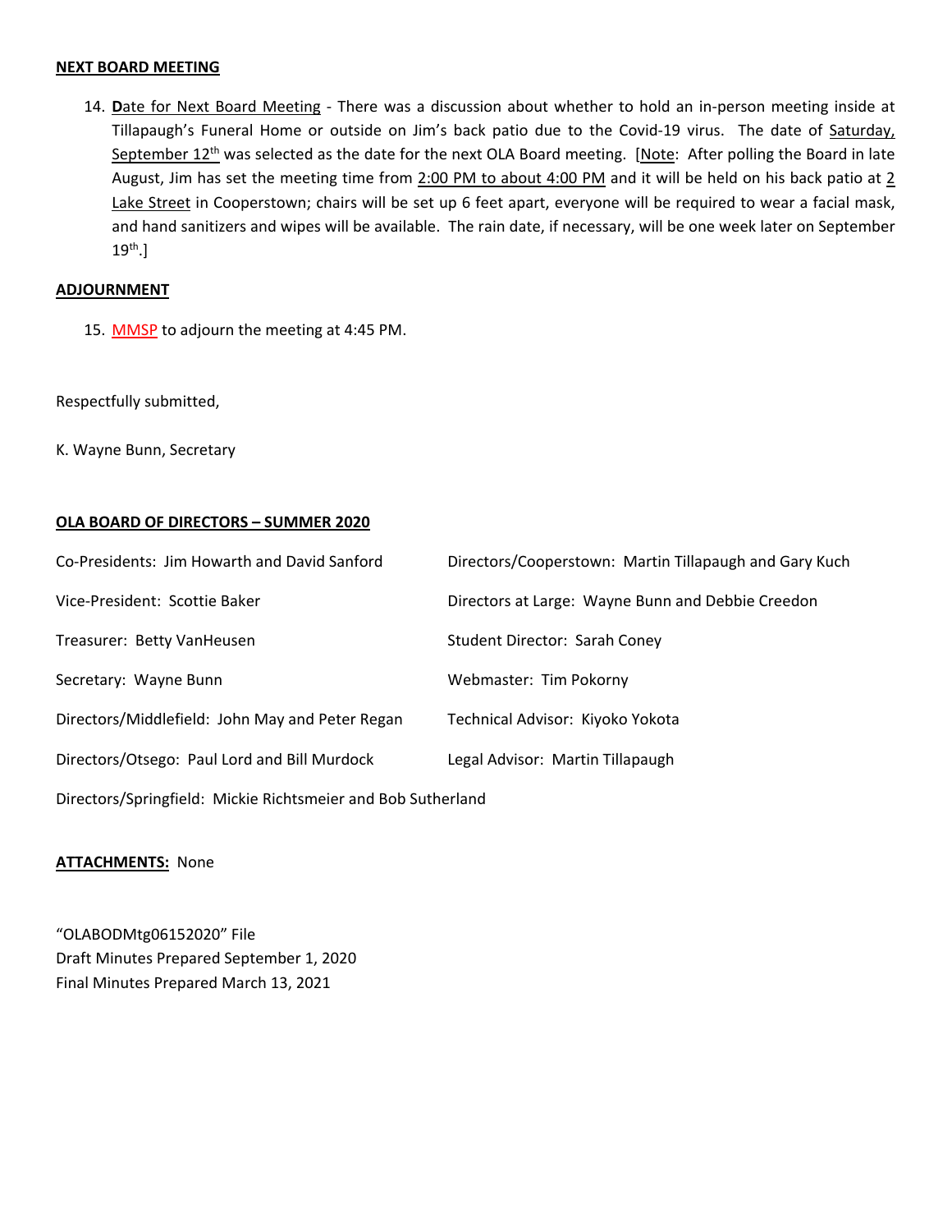**NEXT BOARD MEETING**

14. **D**ate for Next Board Meeting - There was a discussion about whether to hold an in-person meeting inside at Tillapaugh's Funeral Home or outside on Jim's back patio due to the Covid-19 virus. The date of Saturday, September 12th was selected as the date for the next OLA Board meeting. [Note: After polling the Board in late August, Jim has set the meeting time from 2:00 PM to about 4:00 PM and it will be held on his back patio at 2 Lake Street in Cooperstown; chairs will be set up 6 feet apart, everyone will be required to wear a facial mask, and hand sanitizers and wipes will be available. The rain date, if necessary, will be one week later on September 19th.]

**ADJOURNMENT**

15. MMSP to adjourn the meeting at 4:45 PM.

Respectfully submitted,

K. Wayne Bunn, Secretary

**OLA BOARD OF DIRECTORS – SUMMER 2020**

Co-Presidents: Jim Howarth and David Sanford

Vice-President: Scottie Baker

Treasurer: Betty VanHeusen

Secretary: Wayne Bunn

Directors/Middlefield: John May and Peter Regan

Directors/Otsego: Paul Lord and Bill Murdock

Directors/Springfield: Mickie Richtsmeier and Bob Sutherland

Directors/Cooperstown: Martin Tillapaugh and Gary Kuch

Directors at Large: Wayne Bunn and Debbie Creedon

Student Director: Sarah Coney

Webmaster: Tim Pokorny

Technical Advisor: Kiyoko Yokota

Legal Advisor: Martin Tillapaugh

**ATTACHMENTS:** None

"OLABODMtg06152020" File
Draft Minutes Prepared September 1, 2020
Final Minutes Prepared March 13, 2021